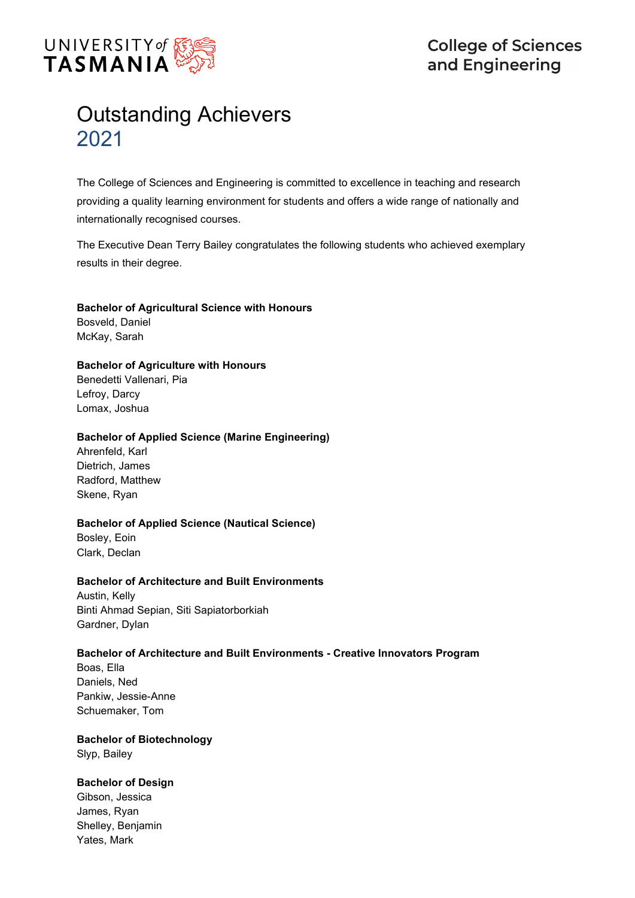UNIVERSITY of TASMANIA

College of Sciences and Engineering

# Outstanding Achievers
## 2021

The College of Sciences and Engineering is committed to excellence in teaching and research providing a quality learning environment for students and offers a wide range of nationally and internationally recognised courses.

The Executive Dean Terry Bailey congratulates the following students who achieved exemplary results in their degree.

**Bachelor of Agricultural Science with Honours**
Bosveld, Daniel
McKay, Sarah

**Bachelor of Agriculture with Honours**
Benedetti Vallenari, Pia
Lefroy, Darcy
Lomax, Joshua

**Bachelor of Applied Science (Marine Engineering)**
Ahrenfeld, Karl
Dietrich, James
Radford, Matthew
Skene, Ryan

**Bachelor of Applied Science (Nautical Science)**
Bosley, Eoin
Clark, Declan

**Bachelor of Architecture and Built Environments**
Austin, Kelly
Binti Ahmad Sepian, Siti Sapiatorborkiah
Gardner, Dylan

**Bachelor of Architecture and Built Environments - Creative Innovators Program**
Boas, Ella
Daniels, Ned
Pankiw, Jessie-Anne
Schuemaker, Tom

**Bachelor of Biotechnology**
Slyp, Bailey

**Bachelor of Design**
Gibson, Jessica
James, Ryan
Shelley, Benjamin
Yates, Mark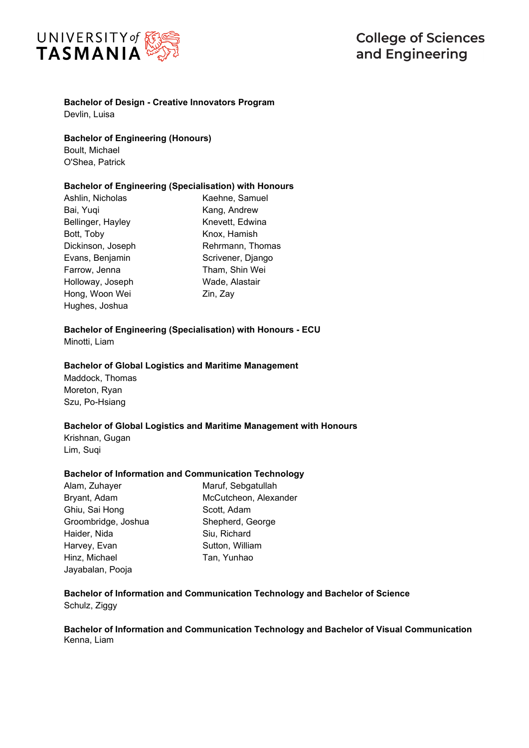**Bachelor of Design - Creative Innovators Program**

Devlin, Luisa

**Bachelor of Engineering (Honours)**

Boult, Michael
O'Shea, Patrick

**Bachelor of Engineering (Specialisation) with Honours**

Ashlin, Nicholas
Bai, Yuqi
Bellinger, Hayley
Bott, Toby
Dickinson, Joseph
Evans, Benjamin
Farrow, Jenna
Holloway, Joseph
Hong, Woon Wei
Hughes, Joshua
Kaehne, Samuel
Kang, Andrew
Knevett, Edwina
Knox, Hamish
Rehrmann, Thomas
Scrivener, Django
Tham, Shin Wei
Wade, Alastair
Zin, Zay

**Bachelor of Engineering (Specialisation) with Honours - ECU**

Minotti, Liam

**Bachelor of Global Logistics and Maritime Management**

Maddock, Thomas
Moreton, Ryan
Szu, Po-Hsiang

**Bachelor of Global Logistics and Maritime Management with Honours**

Krishnan, Gugan
Lim, Suqi

**Bachelor of Information and Communication Technology**

Alam, Zuhayer
Bryant, Adam
Ghiu, Sai Hong
Groombridge, Joshua
Haider, Nida
Harvey, Evan
Hinz, Michael
Jayabalan, Pooja
Maruf, Sebgatullah
McCutcheon, Alexander
Scott, Adam
Shepherd, George
Siu, Richard
Sutton, William
Tan, Yunhao

**Bachelor of Information and Communication Technology and Bachelor of Science**

Schulz, Ziggy

**Bachelor of Information and Communication Technology and Bachelor of Visual Communication**

Kenna, Liam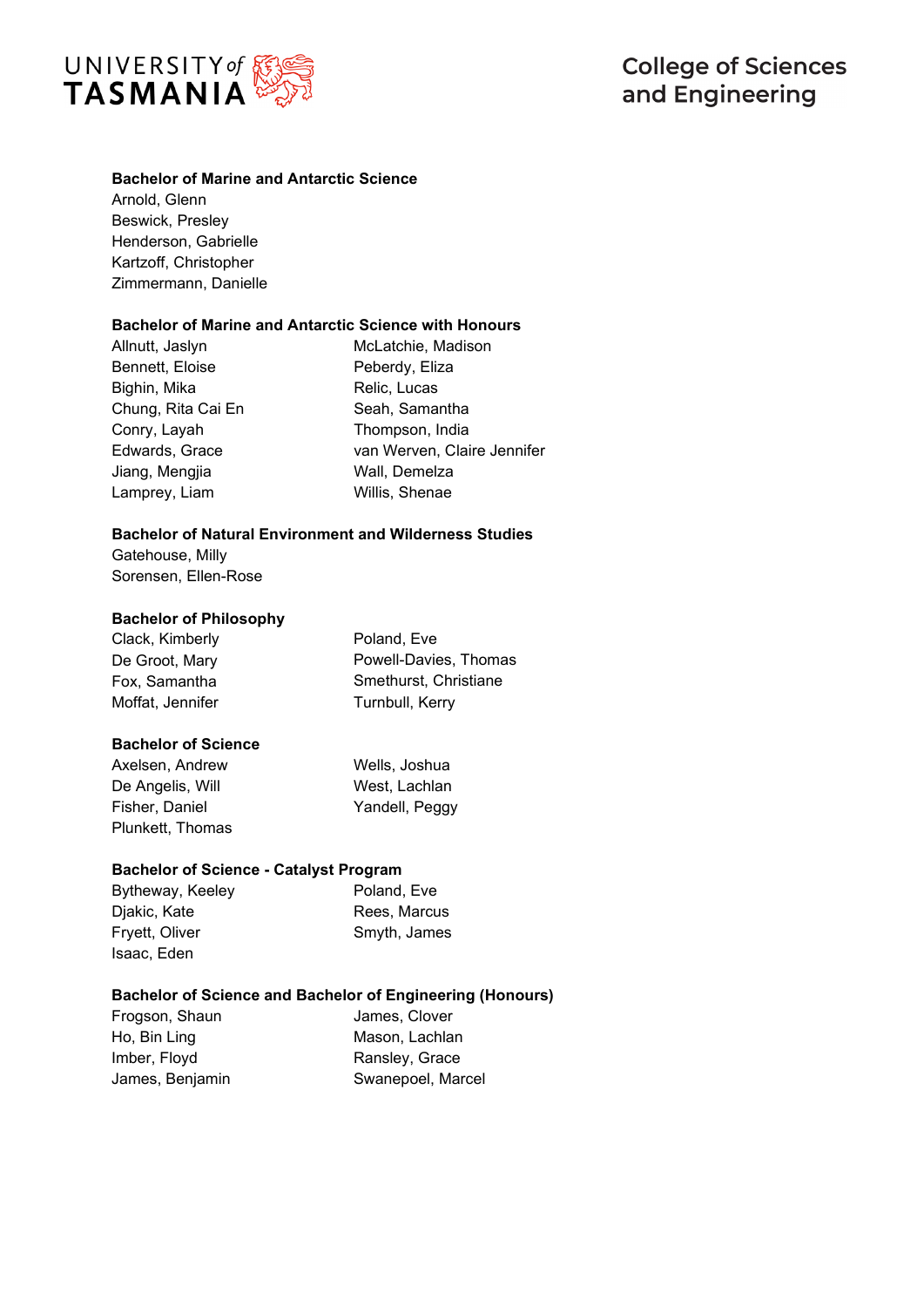**Bachelor of Marine and Antarctic Science**

Arnold, Glenn
Beswick, Presley
Henderson, Gabrielle
Kartzoff, Christopher
Zimmermann, Danielle

**Bachelor of Marine and Antarctic Science with Honours**

Allnutt, Jaslyn
Bennett, Eloise
Bighin, Mika
Chung, Rita Cai En
Conry, Layah
Edwards, Grace
Jiang, Mengjia
Lamprey, Liam
McLatchie, Madison
Peberdy, Eliza
Relic, Lucas
Seah, Samantha
Thompson, India
van Werven, Claire Jennifer
Wall, Demelza
Willis, Shenae

**Bachelor of Natural Environment and Wilderness Studies**

Gatehouse, Milly
Sorensen, Ellen-Rose

**Bachelor of Philosophy**

Clack, Kimberly
De Groot, Mary
Fox, Samantha
Moffat, Jennifer
Poland, Eve
Powell-Davies, Thomas
Smethurst, Christiane
Turnbull, Kerry

**Bachelor of Science**

Axelsen, Andrew
De Angelis, Will
Fisher, Daniel
Plunkett, Thomas
Wells, Joshua
West, Lachlan
Yandell, Peggy

**Bachelor of Science - Catalyst Program**

Bytheway, Keeley
Djakic, Kate
Fryett, Oliver
Isaac, Eden
Poland, Eve
Rees, Marcus
Smyth, James

**Bachelor of Science and Bachelor of Engineering (Honours)**

Frogson, Shaun
Ho, Bin Ling
Imber, Floyd
James, Benjamin
James, Clover
Mason, Lachlan
Ransley, Grace
Swanepoel, Marcel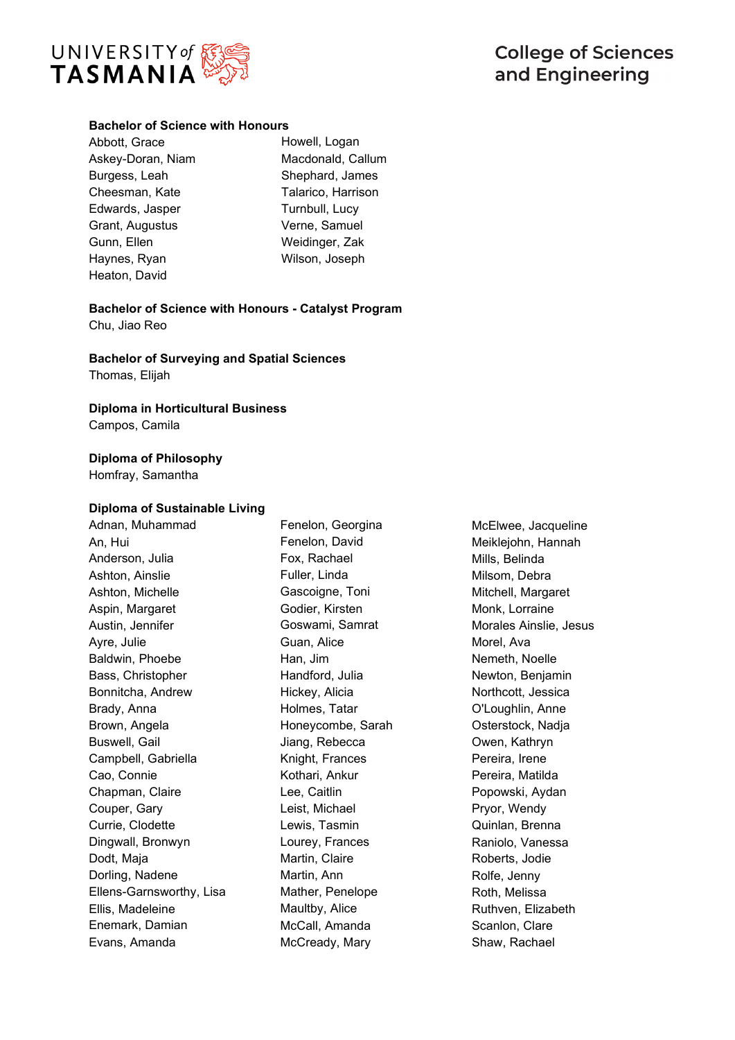**Bachelor of Science with Honours**

Abbott, Grace
Askey-Doran, Niam
Burgess, Leah
Cheesman, Kate
Edwards, Jasper
Grant, Augustus
Gunn, Ellen
Haynes, Ryan
Heaton, David
Howell, Logan
Macdonald, Callum
Shephard, James
Talarico, Harrison
Turnbull, Lucy
Verne, Samuel
Weidinger, Zak
Wilson, Joseph

**Bachelor of Science with Honours - Catalyst Program**

Chu, Jiao Reo

**Bachelor of Surveying and Spatial Sciences**

Thomas, Elijah

**Diploma in Horticultural Business**

Campos, Camila

**Diploma of Philosophy**

Homfray, Samantha

**Diploma of Sustainable Living**

Adnan, Muhammad
An, Hui
Anderson, Julia
Ashton, Ainslie
Ashton, Michelle
Aspin, Margaret
Austin, Jennifer
Ayre, Julie
Baldwin, Phoebe
Bass, Christopher
Bonnitcha, Andrew
Brady, Anna
Brown, Angela
Buswell, Gail
Campbell, Gabriella
Cao, Connie
Chapman, Claire
Couper, Gary
Currie, Clodette
Dingwall, Bronwyn
Dodt, Maja
Dorling, Nadene
Ellens-Garnsworthy, Lisa
Ellis, Madeleine
Enemark, Damian
Evans, Amanda
Fenelon, Georgina
Fenelon, David
Fox, Rachael
Fuller, Linda
Gascoigne, Toni
Godier, Kirsten
Goswami, Samrat
Guan, Alice
Han, Jim
Handford, Julia
Hickey, Alicia
Holmes, Tatar
Honeycombe, Sarah
Jiang, Rebecca
Knight, Frances
Kothari, Ankur
Lee, Caitlin
Leist, Michael
Lewis, Tasmin
Lourey, Frances
Martin, Claire
Martin, Ann
Mather, Penelope
Maultby, Alice
McCall, Amanda
McCready, Mary
McElwee, Jacqueline
Meiklejohn, Hannah
Mills, Belinda
Milsom, Debra
Mitchell, Margaret
Monk, Lorraine
Morales Ainslie, Jesus
Morel, Ava
Nemeth, Noelle
Newton, Benjamin
Northcott, Jessica
O'Loughlin, Anne
Osterstock, Nadja
Owen, Kathryn
Pereira, Irene
Pereira, Matilda
Popowski, Aydan
Pryor, Wendy
Quinlan, Brenna
Raniolo, Vanessa
Roberts, Jodie
Rolfe, Jenny
Roth, Melissa
Ruthven, Elizabeth
Scanlon, Clare
Shaw, Rachael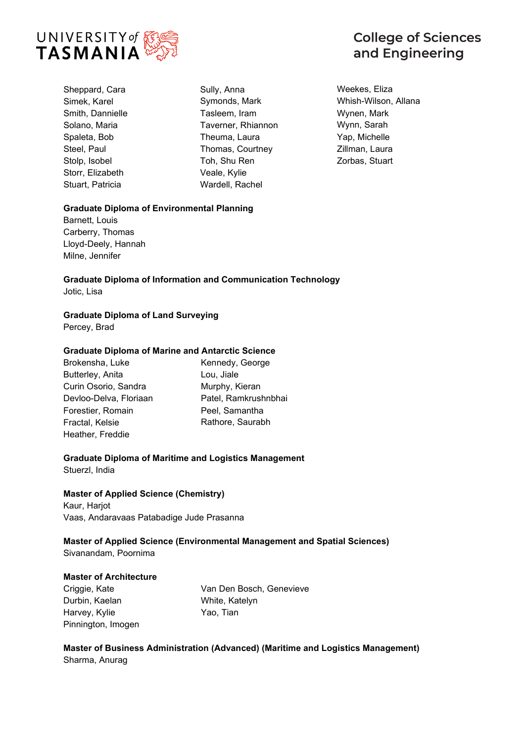Sheppard, Cara
Simek, Karel
Smith, Dannielle
Solano, Maria
Spaleta, Bob
Steel, Paul
Stolp, Isobel
Storr, Elizabeth
Stuart, Patricia
Sully, Anna
Symonds, Mark
Tasleem, Iram
Taverner, Rhiannon
Theuma, Laura
Thomas, Courtney
Toh, Shu Ren
Veale, Kylie
Wardell, Rachel
Weekes, Eliza
Whish-Wilson, Allana
Wynen, Mark
Wynn, Sarah
Yap, Michelle
Zillman, Laura
Zorbas, Stuart

**Graduate Diploma of Environmental Planning**

Barnett, Louis
Carberry, Thomas
Lloyd-Deely, Hannah
Milne, Jennifer

**Graduate Diploma of Information and Communication Technology**

Jotic, Lisa

**Graduate Diploma of Land Surveying**

Percey, Brad

**Graduate Diploma of Marine and Antarctic Science**

Brokensha, Luke
Butterley, Anita
Curin Osorio, Sandra
Devloo-Delva, Floriaan
Forestier, Romain
Fractal, Kelsie
Heather, Freddie
Kennedy, George
Lou, Jiale
Murphy, Kieran
Patel, Ramkrushnbhai
Peel, Samantha
Rathore, Saurabh

**Graduate Diploma of Maritime and Logistics Management**

Stuerzl, India

**Master of Applied Science (Chemistry)**

Kaur, Harjot
Vaas, Andaravaas Patabadige Jude Prasanna

**Master of Applied Science (Environmental Management and Spatial Sciences)**

Sivanandam, Poornima

**Master of Architecture**

Criggie, Kate
Durbin, Kaelan
Harvey, Kylie
Pinnington, Imogen
Van Den Bosch, Genevieve
White, Katelyn
Yao, Tian

**Master of Business Administration (Advanced) (Maritime and Logistics Management)**

Sharma, Anurag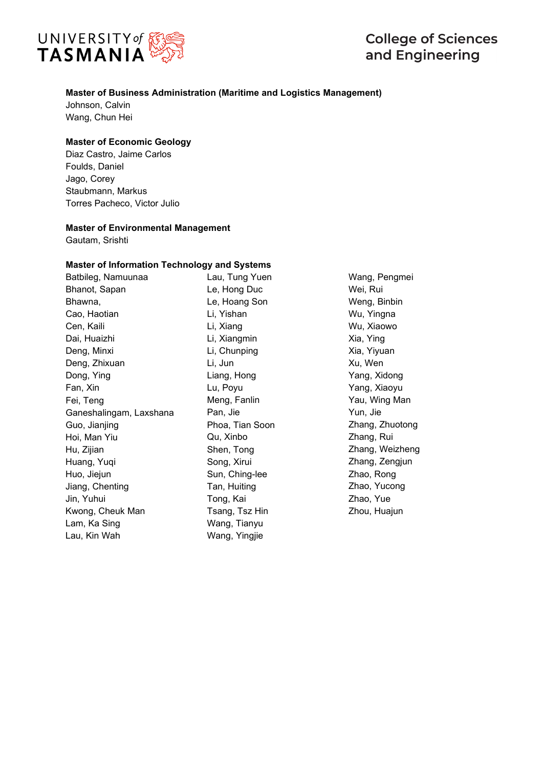**Master of Business Administration (Maritime and Logistics Management)**

Johnson, Calvin
Wang, Chun Hei

**Master of Economic Geology**

Diaz Castro, Jaime Carlos
Foulds, Daniel
Jago, Corey
Staubmann, Markus
Torres Pacheco, Victor Julio

**Master of Environmental Management**

Gautam, Srishti

**Master of Information Technology and Systems**

Batbileg, Namuunaa
Bhanot, Sapan
Bhawna,
Cao, Haotian
Cen, Kaili
Dai, Huaizhi
Deng, Minxi
Deng, Zhixuan
Dong, Ying
Fan, Xin
Fei, Teng
Ganeshalingam, Laxshana
Guo, Jianjing
Hoi, Man Yiu
Hu, Zijian
Huang, Yuqi
Huo, Jiejun
Jiang, Chenting
Jin, Yuhui
Kwong, Cheuk Man
Lam, Ka Sing
Lau, Kin Wah
Lau, Tung Yuen
Le, Hong Duc
Le, Hoang Son
Li, Yishan
Li, Xiang
Li, Xiangmin
Li, Chunping
Li, Jun
Liang, Hong
Lu, Poyu
Meng, Fanlin
Pan, Jie
Phoa, Tian Soon
Qu, Xinbo
Shen, Tong
Song, Xirui
Sun, Ching-lee
Tan, Huiting
Tong, Kai
Tsang, Tsz Hin
Wang, Tianyu
Wang, Yingjie
Wang, Pengmei
Wei, Rui
Weng, Binbin
Wu, Yingna
Wu, Xiaowo
Xia, Ying
Xia, Yiyuan
Xu, Wen
Yang, Xidong
Yang, Xiaoyu
Yau, Wing Man
Yun, Jie
Zhang, Zhuotong
Zhang, Rui
Zhang, Weizheng
Zhang, Zengjun
Zhao, Rong
Zhao, Yucong
Zhao, Yue
Zhou, Huajun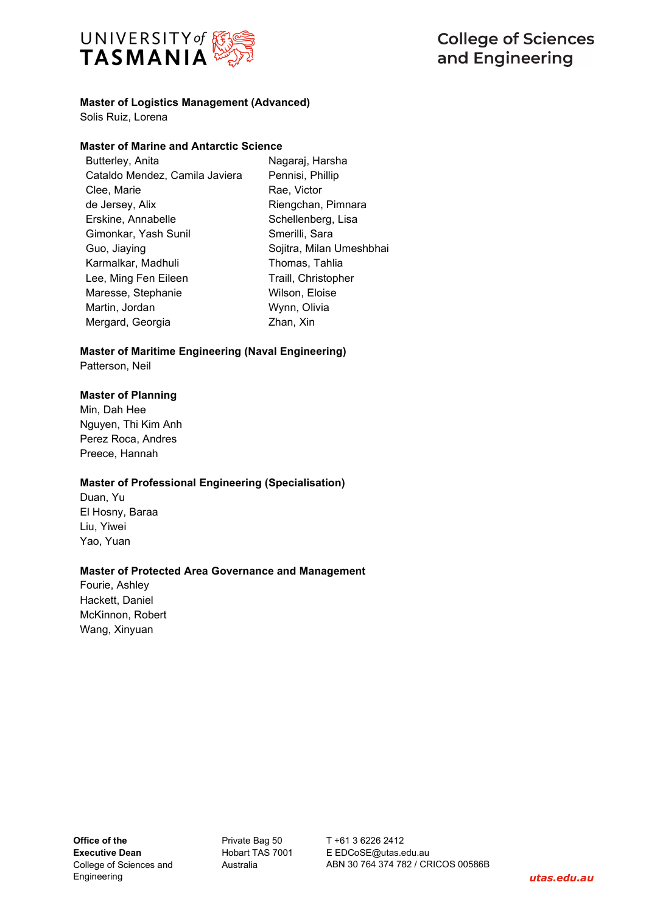**Master of Logistics Management (Advanced)**
Solis Ruiz, Lorena

**Master of Marine and Antarctic Science**

Butterley, Anita
Cataldo Mendez, Camila Javiera
Clee, Marie
de Jersey, Alix
Erskine, Annabelle
Gimonkar, Yash Sunil
Guo, Jiaying
Karmalkar, Madhuli
Lee, Ming Fen Eileen
Maresse, Stephanie
Martin, Jordan
Mergard, Georgia
Nagaraj, Harsha
Pennisi, Phillip
Rae, Victor
Riengchan, Pimnara
Schellenberg, Lisa
Smerilli, Sara
Sojitra, Milan Umeshbhai
Thomas, Tahlia
Traill, Christopher
Wilson, Eloise
Wynn, Olivia
Zhan, Xin

**Master of Maritime Engineering (Naval Engineering)**
Patterson, Neil

**Master of Planning**
Min, Dah Hee
Nguyen, Thi Kim Anh
Perez Roca, Andres
Preece, Hannah

**Master of Professional Engineering (Specialisation)**
Duan, Yu
El Hosny, Baraa
Liu, Yiwei
Yao, Yuan

**Master of Protected Area Governance and Management**
Fourie, Ashley
Hackett, Daniel
McKinnon, Robert
Wang, Xinyuan